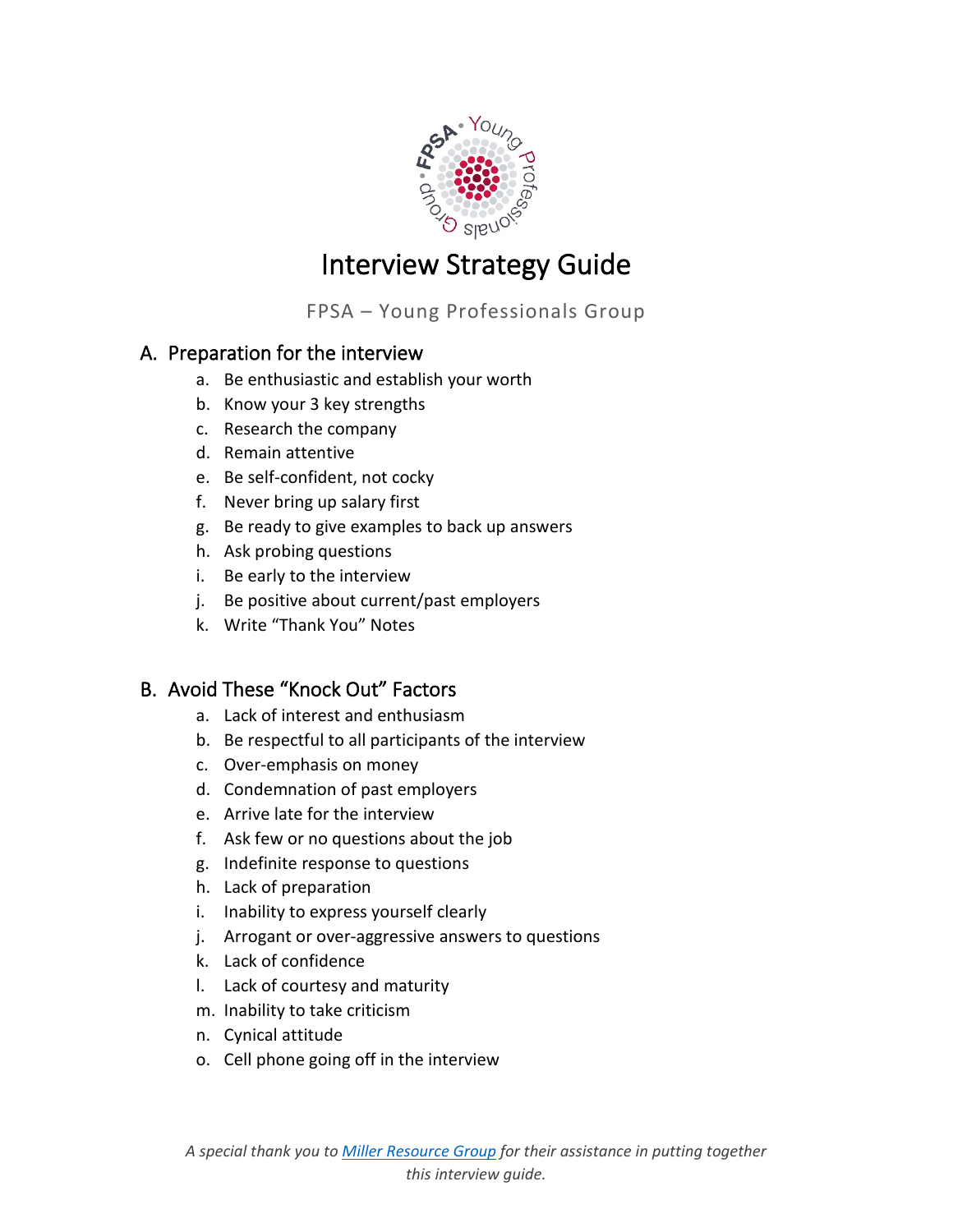# Interview Strategy Guide

FPSA – Young Professionals Group

## A. Preparation for the interview

a. Be enthusiastic and establish your worth
b. Know your 3 key strengths
c. Research the company
d. Remain attentive
e. Be self-confident, not cocky
f. Never bring up salary first
g. Be ready to give examples to back up answers
h. Ask probing questions
i. Be early to the interview
j. Be positive about current/past employers
k. Write "Thank You" Notes

## B. Avoid These "Knock Out" Factors

a. Lack of interest and enthusiasm
b. Be respectful to all participants of the interview
c. Over-emphasis on money
d. Condemnation of past employers
e. Arrive late for the interview
f. Ask few or no questions about the job
g. Indefinite response to questions
h. Lack of preparation
i. Inability to express yourself clearly
j. Arrogant or over-aggressive answers to questions
k. Lack of confidence
l. Lack of courtesy and maturity
m. Inability to take criticism
n. Cynical attitude
o. Cell phone going off in the interview

*A special thank you to [Miller Resource Group] for their assistance in putting together this interview guide.*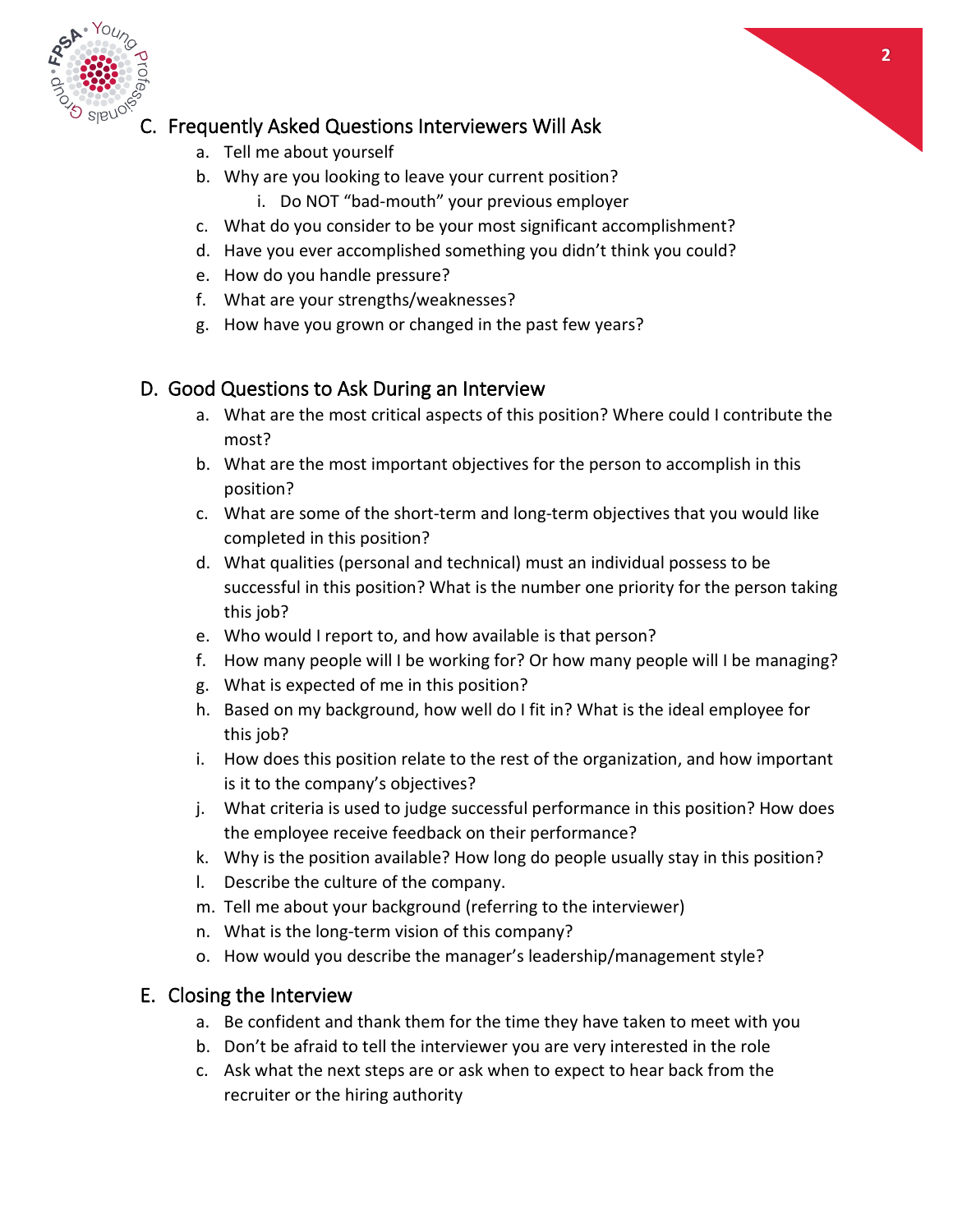## C. Frequently Asked Questions Interviewers Will Ask

a. Tell me about yourself
b. Why are you looking to leave your current position?
    i. Do NOT "bad-mouth" your previous employer
c. What do you consider to be your most significant accomplishment?
d. Have you ever accomplished something you didn't think you could?
e. How do you handle pressure?
f. What are your strengths/weaknesses?
g. How have you grown or changed in the past few years?

## D. Good Questions to Ask During an Interview

a. What are the most critical aspects of this position? Where could I contribute the most?
b. What are the most important objectives for the person to accomplish in this position?
c. What are some of the short-term and long-term objectives that you would like completed in this position?
d. What qualities (personal and technical) must an individual possess to be successful in this position? What is the number one priority for the person taking this job?
e. Who would I report to, and how available is that person?
f. How many people will I be working for? Or how many people will I be managing?
g. What is expected of me in this position?
h. Based on my background, how well do I fit in? What is the ideal employee for this job?
i. How does this position relate to the rest of the organization, and how important is it to the company's objectives?
j. What criteria is used to judge successful performance in this position? How does the employee receive feedback on their performance?
k. Why is the position available? How long do people usually stay in this position?
l. Describe the culture of the company.
m. Tell me about your background (referring to the interviewer)
n. What is the long-term vision of this company?
o. How would you describe the manager's leadership/management style?

## E. Closing the Interview

a. Be confident and thank them for the time they have taken to meet with you
b. Don't be afraid to tell the interviewer you are very interested in the role
c. Ask what the next steps are or ask when to expect to hear back from the recruiter or the hiring authority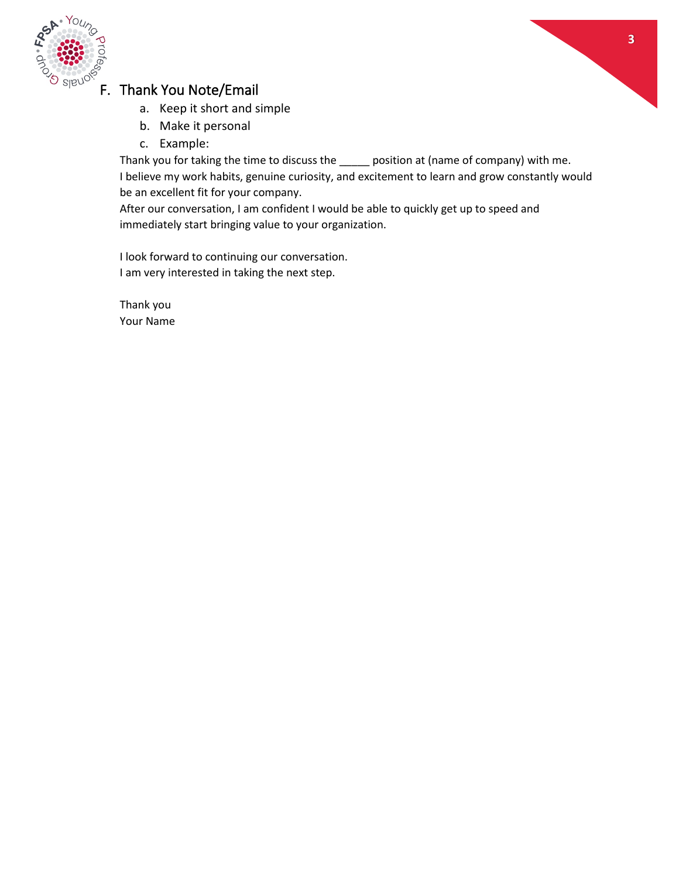## F. Thank You Note/Email

a. Keep it short and simple
b. Make it personal
c. Example:

Thank you for taking the time to discuss the _____ position at (name of company) with me.
I believe my work habits, genuine curiosity, and excitement to learn and grow constantly would be an excellent fit for your company.
After our conversation, I am confident I would be able to quickly get up to speed and immediately start bringing value to your organization.

I look forward to continuing our conversation.
I am very interested in taking the next step.

Thank you
Your Name